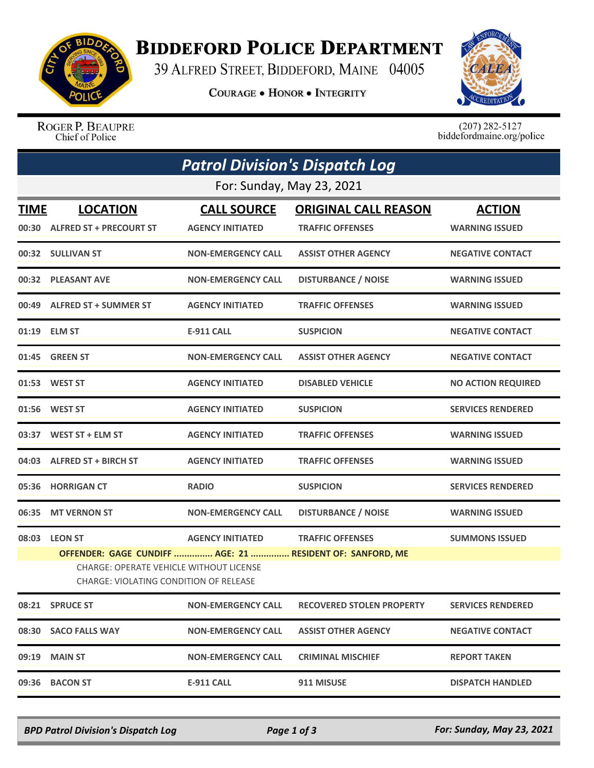# BIDDEFORD POLICE DEPARTMENT

39 ALFRED STREET, BIDDEFORD, MAINE 04005

COURAGE • HONOR • INTEGRITY

ROGER P. BEAUPRE
Chief of Police

(207) 282-5127
biddefordmaine.org/police

## *Patrol Division's Dispatch Log*

For: Sunday, May 23, 2021

| TIME | LOCATION | CALL SOURCE | ORIGINAL CALL REASON | ACTION |
|---|---|---|---|---|
| 00:30 | ALFRED ST + PRECOURT ST | AGENCY INITIATED | TRAFFIC OFFENSES | WARNING ISSUED |
| 00:32 | SULLIVAN ST | NON-EMERGENCY CALL | ASSIST OTHER AGENCY | NEGATIVE CONTACT |
| 00:32 | PLEASANT AVE | NON-EMERGENCY CALL | DISTURBANCE / NOISE | WARNING ISSUED |
| 00:49 | ALFRED ST + SUMMER ST | AGENCY INITIATED | TRAFFIC OFFENSES | WARNING ISSUED |
| 01:19 | ELM ST | E-911 CALL | SUSPICION | NEGATIVE CONTACT |
| 01:45 | GREEN ST | NON-EMERGENCY CALL | ASSIST OTHER AGENCY | NEGATIVE CONTACT |
| 01:53 | WEST ST | AGENCY INITIATED | DISABLED VEHICLE | NO ACTION REQUIRED |
| 01:56 | WEST ST | AGENCY INITIATED | SUSPICION | SERVICES RENDERED |
| 03:37 | WEST ST + ELM ST | AGENCY INITIATED | TRAFFIC OFFENSES | WARNING ISSUED |
| 04:03 | ALFRED ST + BIRCH ST | AGENCY INITIATED | TRAFFIC OFFENSES | WARNING ISSUED |
| 05:36 | HORRIGAN CT | RADIO | SUSPICION | SERVICES RENDERED |
| 06:35 | MT VERNON ST | NON-EMERGENCY CALL | DISTURBANCE / NOISE | WARNING ISSUED |
| 08:03 | LEON ST | AGENCY INITIATED | TRAFFIC OFFENSES | SUMMONS ISSUED |
| | OFFENDER: GAGE CUNDIFF ............... AGE: 21 ............... RESIDENT OF: SANFORD, ME<br>CHARGE: OPERATE VEHICLE WITHOUT LICENSE<br>CHARGE: VIOLATING CONDITION OF RELEASE | | | |
| 08:21 | SPRUCE ST | NON-EMERGENCY CALL | RECOVERED STOLEN PROPERTY | SERVICES RENDERED |
| 08:30 | SACO FALLS WAY | NON-EMERGENCY CALL | ASSIST OTHER AGENCY | NEGATIVE CONTACT |
| 09:19 | MAIN ST | NON-EMERGENCY CALL | CRIMINAL MISCHIEF | REPORT TAKEN |
| 09:36 | BACON ST | E-911 CALL | 911 MISUSE | DISPATCH HANDLED |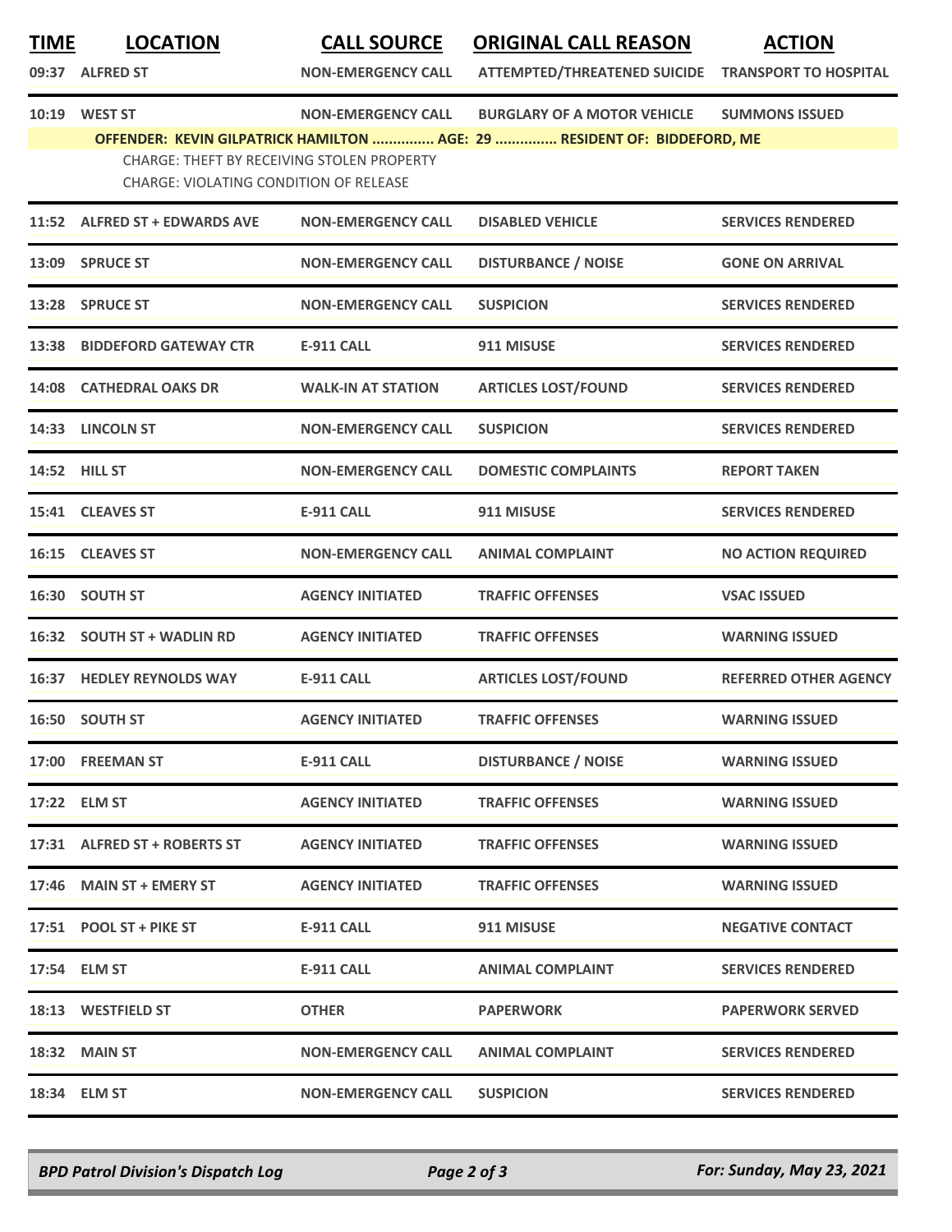| TIME | LOCATION | CALL SOURCE | ORIGINAL CALL REASON | ACTION |
|---|---|---|---|---|
| 09:37 | ALFRED ST | NON-EMERGENCY CALL | ATTEMPTED/THREATENED SUICIDE | TRANSPORT TO HOSPITAL |
| 10:19 | WEST ST | NON-EMERGENCY CALL | BURGLARY OF A MOTOR VEHICLE | SUMMONS ISSUED |

**OFFENDER: KEVIN GILPATRICK HAMILTON ............... AGE: 29 ............... RESIDENT OF: BIDDEFORD, ME**

CHARGE: THEFT BY RECEIVING STOLEN PROPERTY
CHARGE: VIOLATING CONDITION OF RELEASE

| TIME | LOCATION | CALL SOURCE | ORIGINAL CALL REASON | ACTION |
|---|---|---|---|---|
| 11:52 | ALFRED ST + EDWARDS AVE | NON-EMERGENCY CALL | DISABLED VEHICLE | SERVICES RENDERED |
| 13:09 | SPRUCE ST | NON-EMERGENCY CALL | DISTURBANCE / NOISE | GONE ON ARRIVAL |
| 13:28 | SPRUCE ST | NON-EMERGENCY CALL | SUSPICION | SERVICES RENDERED |
| 13:38 | BIDDEFORD GATEWAY CTR | E-911 CALL | 911 MISUSE | SERVICES RENDERED |
| 14:08 | CATHEDRAL OAKS DR | WALK-IN AT STATION | ARTICLES LOST/FOUND | SERVICES RENDERED |
| 14:33 | LINCOLN ST | NON-EMERGENCY CALL | SUSPICION | SERVICES RENDERED |
| 14:52 | HILL ST | NON-EMERGENCY CALL | DOMESTIC COMPLAINTS | REPORT TAKEN |
| 15:41 | CLEAVES ST | E-911 CALL | 911 MISUSE | SERVICES RENDERED |
| 16:15 | CLEAVES ST | NON-EMERGENCY CALL | ANIMAL COMPLAINT | NO ACTION REQUIRED |
| 16:30 | SOUTH ST | AGENCY INITIATED | TRAFFIC OFFENSES | VSAC ISSUED |
| 16:32 | SOUTH ST + WADLIN RD | AGENCY INITIATED | TRAFFIC OFFENSES | WARNING ISSUED |
| 16:37 | HEDLEY REYNOLDS WAY | E-911 CALL | ARTICLES LOST/FOUND | REFERRED OTHER AGENCY |
| 16:50 | SOUTH ST | AGENCY INITIATED | TRAFFIC OFFENSES | WARNING ISSUED |
| 17:00 | FREEMAN ST | E-911 CALL | DISTURBANCE / NOISE | WARNING ISSUED |
| 17:22 | ELM ST | AGENCY INITIATED | TRAFFIC OFFENSES | WARNING ISSUED |
| 17:31 | ALFRED ST + ROBERTS ST | AGENCY INITIATED | TRAFFIC OFFENSES | WARNING ISSUED |
| 17:46 | MAIN ST + EMERY ST | AGENCY INITIATED | TRAFFIC OFFENSES | WARNING ISSUED |
| 17:51 | POOL ST + PIKE ST | E-911 CALL | 911 MISUSE | NEGATIVE CONTACT |
| 17:54 | ELM ST | E-911 CALL | ANIMAL COMPLAINT | SERVICES RENDERED |
| 18:13 | WESTFIELD ST | OTHER | PAPERWORK | PAPERWORK SERVED |
| 18:32 | MAIN ST | NON-EMERGENCY CALL | ANIMAL COMPLAINT | SERVICES RENDERED |
| 18:34 | ELM ST | NON-EMERGENCY CALL | SUSPICION | SERVICES RENDERED |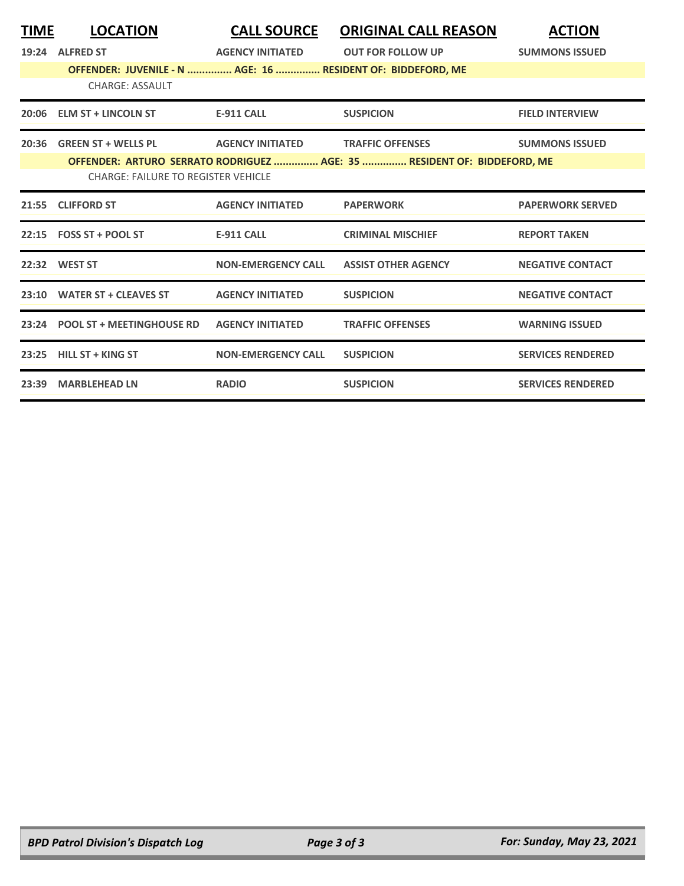| TIME | LOCATION | CALL SOURCE | ORIGINAL CALL REASON | ACTION |
|---|---|---|---|---|
| 19:24 | ALFRED ST | AGENCY INITIATED | OUT FOR FOLLOW UP | SUMMONS ISSUED |
| | **OFFENDER: JUVENILE - N ............... AGE: 16 ............... RESIDENT OF: BIDDEFORD, ME** | | | |
| | CHARGE: ASSAULT | | | |
| 20:06 | ELM ST + LINCOLN ST | E-911 CALL | SUSPICION | FIELD INTERVIEW |
| 20:36 | GREEN ST + WELLS PL | AGENCY INITIATED | TRAFFIC OFFENSES | SUMMONS ISSUED |
| | **OFFENDER: ARTURO SERRATO RODRIGUEZ ............... AGE: 35 ............... RESIDENT OF: BIDDEFORD, ME** | | | |
| | CHARGE: FAILURE TO REGISTER VEHICLE | | | |
| 21:55 | CLIFFORD ST | AGENCY INITIATED | PAPERWORK | PAPERWORK SERVED |
| 22:15 | FOSS ST + POOL ST | E-911 CALL | CRIMINAL MISCHIEF | REPORT TAKEN |
| 22:32 | WEST ST | NON-EMERGENCY CALL | ASSIST OTHER AGENCY | NEGATIVE CONTACT |
| 23:10 | WATER ST + CLEAVES ST | AGENCY INITIATED | SUSPICION | NEGATIVE CONTACT |
| 23:24 | POOL ST + MEETINGHOUSE RD | AGENCY INITIATED | TRAFFIC OFFENSES | WARNING ISSUED |
| 23:25 | HILL ST + KING ST | NON-EMERGENCY CALL | SUSPICION | SERVICES RENDERED |
| 23:39 | MARBLEHEAD LN | RADIO | SUSPICION | SERVICES RENDERED |